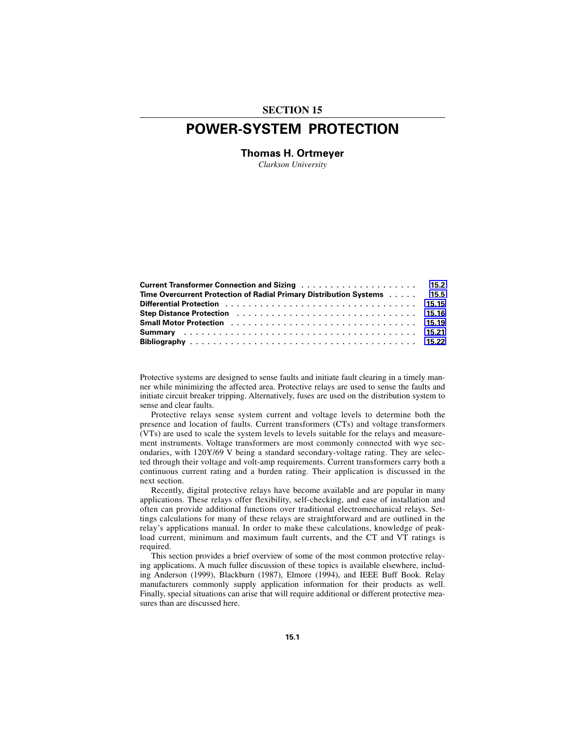SECTION 15

# POWER-SYSTEM PROTECTION

**Thomas H. Ortmeyer**

*Clarkson University*

| | |
|---|---|
| **Current Transformer Connection and Sizing** | 15.2 |
| **Time Overcurrent Protection of Radial Primary Distribution Systems** | 15.5 |
| **Differential Protection** | 15.15 |
| **Step Distance Protection** | 15.16 |
| **Small Motor Protection** | 15.19 |
| **Summary** | 15.21 |
| **Bibliography** | 15.22 |

Protective systems are designed to sense faults and initiate fault clearing in a timely manner while minimizing the affected area. Protective relays are used to sense the faults and initiate circuit breaker tripping. Alternatively, fuses are used on the distribution system to sense and clear faults.

Protective relays sense system current and voltage levels to determine both the presence and location of faults. Current transformers (CTs) and voltage transformers (VTs) are used to scale the system levels to levels suitable for the relays and measurement instruments. Voltage transformers are most commonly connected with wye secondaries, with 120Y/69 V being a standard secondary-voltage rating. They are selected through their voltage and volt-amp requirements. Current transformers carry both a continuous current rating and a burden rating. Their application is discussed in the next section.

Recently, digital protective relays have become available and are popular in many applications. These relays offer flexibility, self-checking, and ease of installation and often can provide additional functions over traditional electromechanical relays. Settings calculations for many of these relays are straightforward and are outlined in the relay's applications manual. In order to make these calculations, knowledge of peak-load current, minimum and maximum fault currents, and the CT and VT ratings is required.

This section provides a brief overview of some of the most common protective relaying applications. A much fuller discussion of these topics is available elsewhere, including Anderson (1999), Blackburn (1987), Elmore (1994), and IEEE Buff Book. Relay manufacturers commonly supply application information for their products as well. Finally, special situations can arise that will require additional or different protective measures than are discussed here.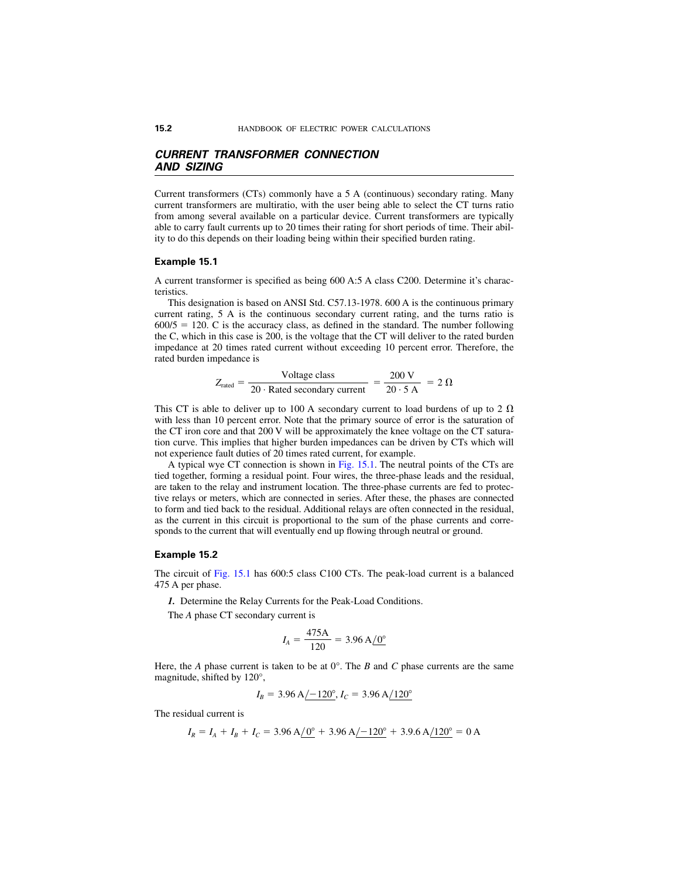## CURRENT TRANSFORMER CONNECTION AND SIZING

Current transformers (CTs) commonly have a 5 A (continuous) secondary rating. Many current transformers are multiratio, with the user being able to select the CT turns ratio from among several available on a particular device. Current transformers are typically able to carry fault currents up to 20 times their rating for short periods of time. Their ability to do this depends on their loading being within their specified burden rating.

### Example 15.1

A current transformer is specified as being 600 A:5 A class C200. Determine it's characteristics.

This designation is based on ANSI Std. C57.13-1978. 600 A is the continuous primary current rating, 5 A is the continuous secondary current rating, and the turns ratio is $600/5 = 120$. C is the accuracy class, as defined in the standard. The number following the C, which in this case is 200, is the voltage that the CT will deliver to the rated burden impedance at 20 times rated current without exceeding 10 percent error. Therefore, the rated burden impedance is

$$Z_{\text{rated}} = \frac{\text{Voltage class}}{20 \cdot \text{Rated secondary current}} = \frac{200\ \text{V}}{20 \cdot 5\ \text{A}} = 2\ \Omega$$

This CT is able to deliver up to 100 A secondary current to load burdens of up to 2 Ω with less than 10 percent error. Note that the primary source of error is the saturation of the CT iron core and that 200 V will be approximately the knee voltage on the CT saturation curve. This implies that higher burden impedances can be driven by CTs which will not experience fault duties of 20 times rated current, for example.

A typical wye CT connection is shown in Fig. 15.1. The neutral points of the CTs are tied together, forming a residual point. Four wires, the three-phase leads and the residual, are taken to the relay and instrument location. The three-phase currents are fed to protective relays or meters, which are connected in series. After these, the phases are connected to form and tied back to the residual. Additional relays are often connected in the residual, as the current in this circuit is proportional to the sum of the phase currents and corresponds to the current that will eventually end up flowing through neutral or ground.

### Example 15.2

The circuit of Fig. 15.1 has 600:5 class C100 CTs. The peak-load current is a balanced 475 A per phase.

***1.*** Determine the Relay Currents for the Peak-Load Conditions.

The *A* phase CT secondary current is

$$I_A = \frac{475\text{A}}{120} = 3.96\ \text{A}\underline{/0^\circ}$$

Here, the *A* phase current is taken to be at 0°. The *B* and *C* phase currents are the same magnitude, shifted by 120°,

$$I_B = 3.96\ \text{A}\underline{/-120^\circ},\ I_C = 3.96\ \text{A}\underline{/120^\circ}$$

The residual current is

$$I_R = I_A + I_B + I_C = 3.96\ \text{A}\underline{/0^\circ} + 3.96\ \text{A}\underline{/-120^\circ} + 3.9.6\ \text{A}\underline{/120^\circ} = 0\ \text{A}$$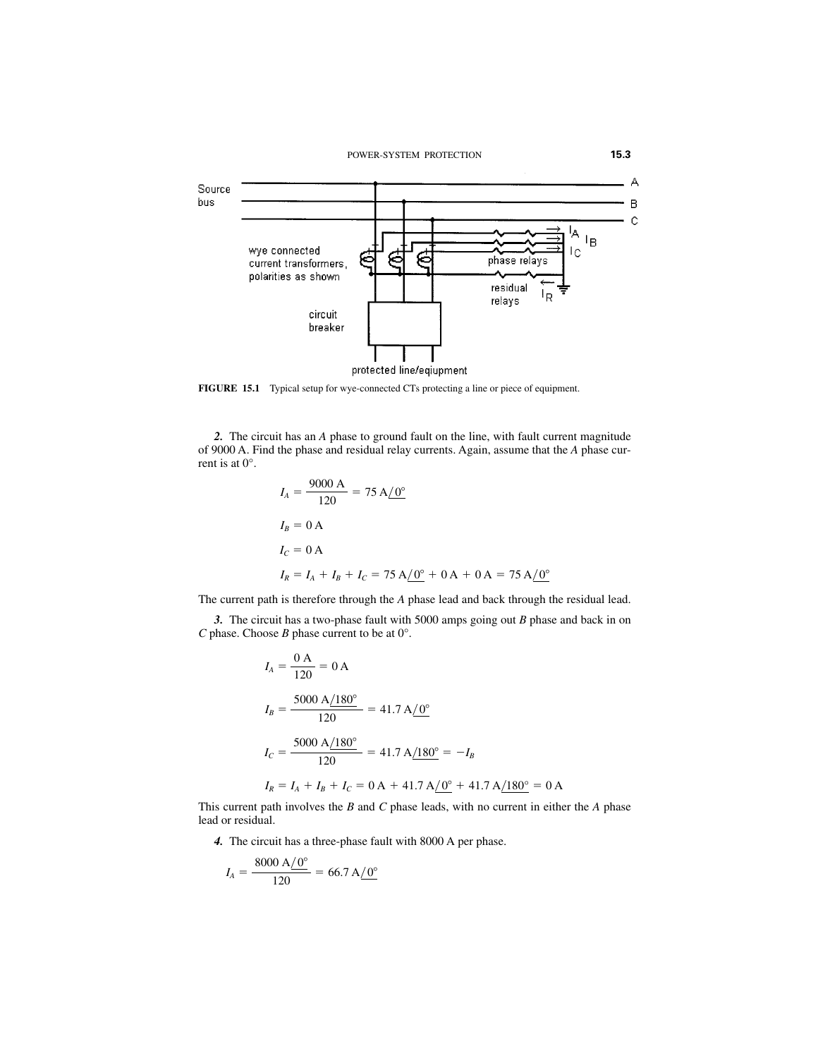FIGURE 15.1 Typical setup for wye-connected CTs protecting a line or piece of equipment.

***2.*** The circuit has an *A* phase to ground fault on the line, with fault current magnitude of 9000 A. Find the phase and residual relay currents. Again, assume that the *A* phase current is at 0°.

$$I_A = \frac{9000\ \text{A}}{120} = 75\ \text{A}\underline{/0^\circ}$$

$$I_B = 0\ \text{A}$$

$$I_C = 0\ \text{A}$$

$$I_R = I_A + I_B + I_C = 75\ \text{A}\underline{/0^\circ} + 0\ \text{A} + 0\ \text{A} = 75\ \text{A}\underline{/0^\circ}$$

The current path is therefore through the *A* phase lead and back through the residual lead.

***3.*** The circuit has a two-phase fault with 5000 amps going out *B* phase and back in on *C* phase. Choose *B* phase current to be at 0°.

$$I_A = \frac{0\ \text{A}}{120} = 0\ \text{A}$$

$$I_B = \frac{5000\ \text{A}\underline{/180^\circ}}{120} = 41.7\ \text{A}\underline{/0^\circ}$$

$$I_C = \frac{5000\ \text{A}\underline{/180^\circ}}{120} = 41.7\ \text{A}\underline{/180^\circ} = -I_B$$

$$I_R = I_A + I_B + I_C = 0\ \text{A} + 41.7\ \text{A}\underline{/0^\circ} + 41.7\ \text{A}\underline{/180^\circ} = 0\ \text{A}$$

This current path involves the *B* and *C* phase leads, with no current in either the *A* phase lead or residual.

***4.*** The circuit has a three-phase fault with 8000 A per phase.

$$I_A = \frac{8000\ \text{A}\underline{/0^\circ}}{120} = 66.7\ \text{A}\underline{/0^\circ}$$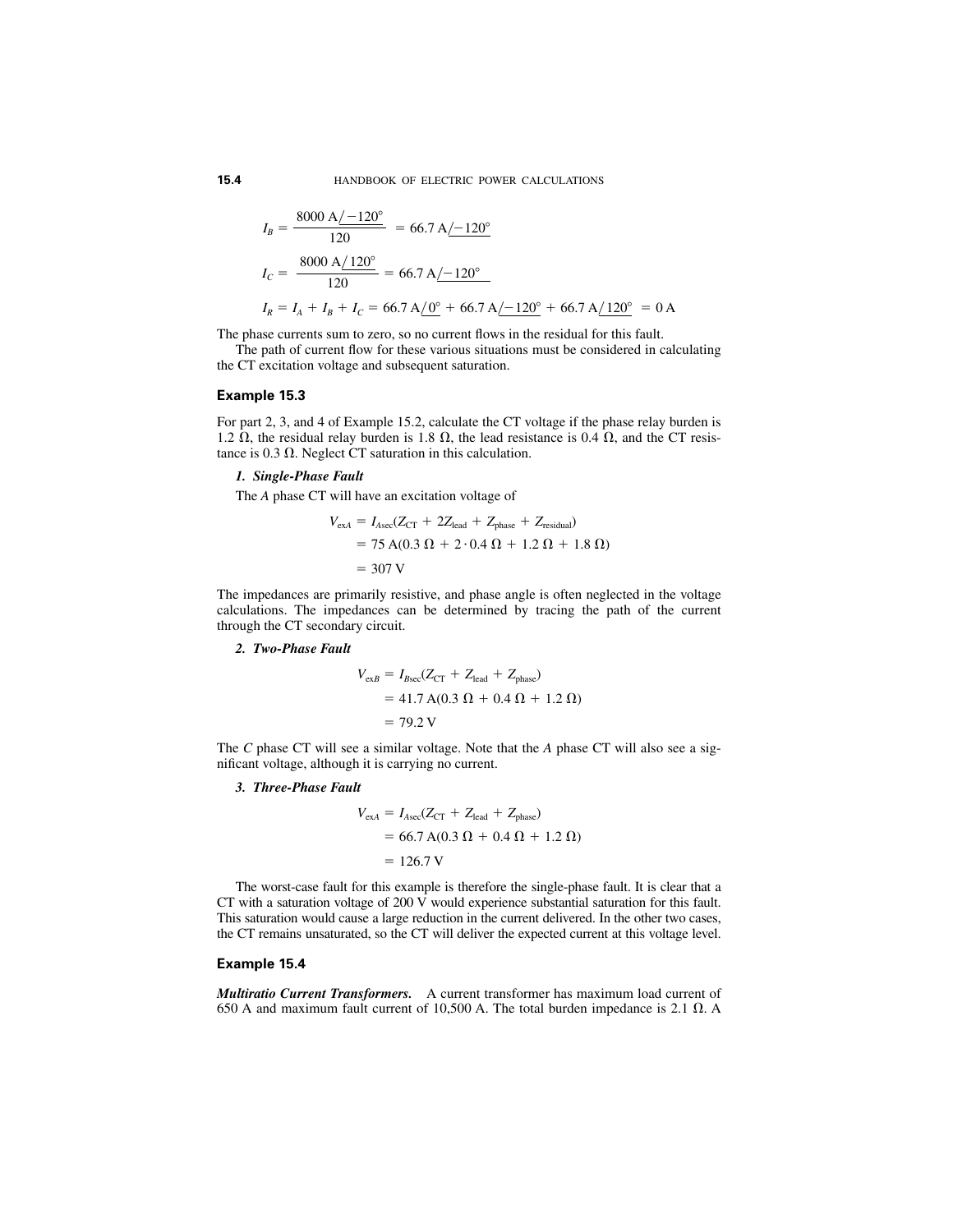$$I_B = \frac{8000\text{ A}\angle -120^\circ}{120} = 66.7\text{ A}\angle -120^\circ$$

$$I_C = \frac{8000\text{ A}\angle 120^\circ}{120} = 66.7\text{ A}\angle -120^\circ$$

$$I_R = I_A + I_B + I_C = 66.7\text{ A}\angle 0^\circ + 66.7\text{ A}\angle -120^\circ + 66.7\text{ A}\angle 120^\circ = 0\text{ A}$$

The phase currents sum to zero, so no current flows in the residual for this fault.

The path of current flow for these various situations must be considered in calculating the CT excitation voltage and subsequent saturation.

### Example 15.3

For part 2, 3, and 4 of Example 15.2, calculate the CT voltage if the phase relay burden is 1.2 Ω, the residual relay burden is 1.8 Ω, the lead resistance is 0.4 Ω, and the CT resistance is 0.3 Ω. Neglect CT saturation in this calculation.

***1. Single-Phase Fault***

The *A* phase CT will have an excitation voltage of

$$\begin{aligned} V_{exA} &= I_{A\text{sec}}(Z_{\text{CT}} + 2Z_{\text{lead}} + Z_{\text{phase}} + Z_{\text{residual}}) \\ &= 75\text{ A}(0.3\ \Omega + 2 \cdot 0.4\ \Omega + 1.2\ \Omega + 1.8\ \Omega) \\ &= 307\text{ V} \end{aligned}$$

The impedances are primarily resistive, and phase angle is often neglected in the voltage calculations. The impedances can be determined by tracing the path of the current through the CT secondary circuit.

***2. Two-Phase Fault***

$$\begin{aligned} V_{exB} &= I_{B\text{sec}}(Z_{\text{CT}} + Z_{\text{lead}} + Z_{\text{phase}}) \\ &= 41.7\text{ A}(0.3\ \Omega + 0.4\ \Omega + 1.2\ \Omega) \\ &= 79.2\text{ V} \end{aligned}$$

The *C* phase CT will see a similar voltage. Note that the *A* phase CT will also see a significant voltage, although it is carrying no current.

***3. Three-Phase Fault***

$$\begin{aligned} V_{exA} &= I_{A\text{sec}}(Z_{\text{CT}} + Z_{\text{lead}} + Z_{\text{phase}}) \\ &= 66.7\text{ A}(0.3\ \Omega + 0.4\ \Omega + 1.2\ \Omega) \\ &= 126.7\text{ V} \end{aligned}$$

The worst-case fault for this example is therefore the single-phase fault. It is clear that a CT with a saturation voltage of 200 V would experience substantial saturation for this fault. This saturation would cause a large reduction in the current delivered. In the other two cases, the CT remains unsaturated, so the CT will deliver the expected current at this voltage level.

### Example 15.4

***Multiratio Current Transformers.*** A current transformer has maximum load current of 650 A and maximum fault current of 10,500 A. The total burden impedance is 2.1 Ω. A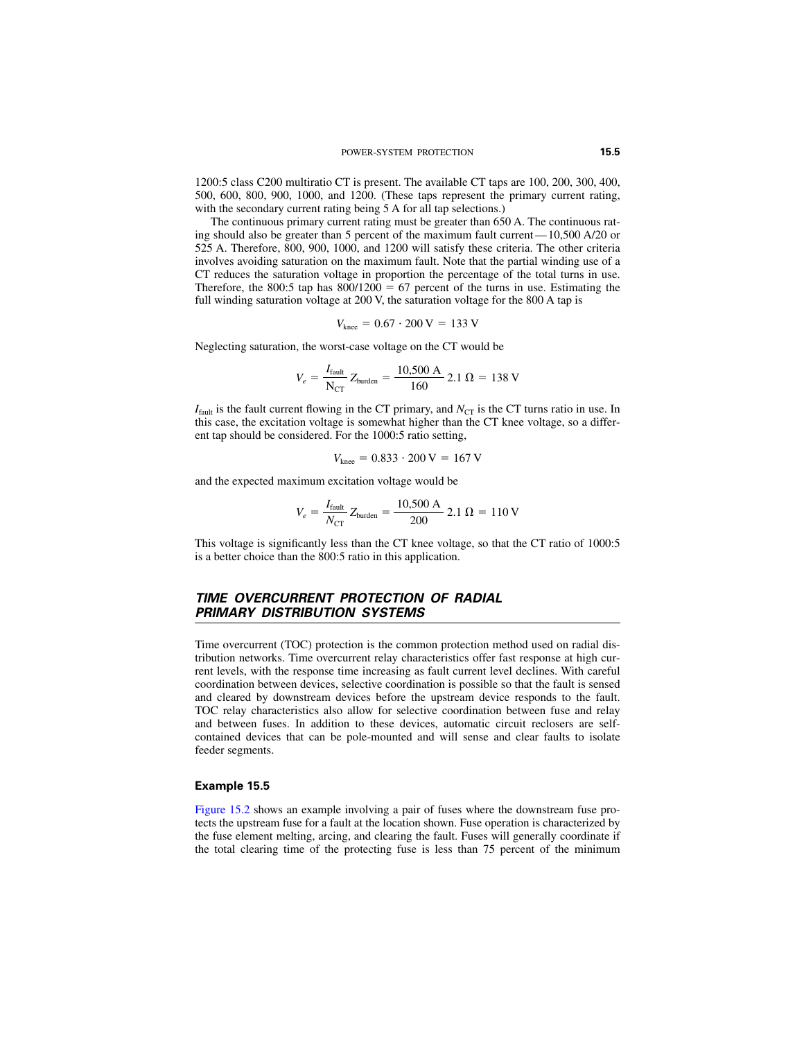1200:5 class C200 multiratio CT is present. The available CT taps are 100, 200, 300, 400, 500, 600, 800, 900, 1000, and 1200. (These taps represent the primary current rating, with the secondary current rating being 5 A for all tap selections.)

The continuous primary current rating must be greater than 650 A. The continuous rating should also be greater than 5 percent of the maximum fault current—10,500 A/20 or 525 A. Therefore, 800, 900, 1000, and 1200 will satisfy these criteria. The other criteria involves avoiding saturation on the maximum fault. Note that the partial winding use of a CT reduces the saturation voltage in proportion the percentage of the total turns in use. Therefore, the 800:5 tap has 800/1200 = 67 percent of the turns in use. Estimating the full winding saturation voltage at 200 V, the saturation voltage for the 800 A tap is

$$V_{\text{knee}} = 0.67 \cdot 200\ \text{V} = 133\ \text{V}$$

Neglecting saturation, the worst-case voltage on the CT would be

$$V_e = \frac{I_{\text{fault}}}{\text{N}_{\text{CT}}} Z_{\text{burden}} = \frac{10{,}500\ \text{A}}{160}\ 2.1\ \Omega = 138\ \text{V}$$

$I_{\text{fault}}$ is the fault current flowing in the CT primary, and $N_{\text{CT}}$ is the CT turns ratio in use. In this case, the excitation voltage is somewhat higher than the CT knee voltage, so a different tap should be considered. For the 1000:5 ratio setting,

$$V_{\text{knee}} = 0.833 \cdot 200\ \text{V} = 167\ \text{V}$$

and the expected maximum excitation voltage would be

$$V_e = \frac{I_{\text{fault}}}{N_{\text{CT}}} Z_{\text{burden}} = \frac{10{,}500\ \text{A}}{200}\ 2.1\ \Omega = 110\ \text{V}$$

This voltage is significantly less than the CT knee voltage, so that the CT ratio of 1000:5 is a better choice than the 800:5 ratio in this application.

## TIME OVERCURRENT PROTECTION OF RADIAL PRIMARY DISTRIBUTION SYSTEMS

Time overcurrent (TOC) protection is the common protection method used on radial distribution networks. Time overcurrent relay characteristics offer fast response at high current levels, with the response time increasing as fault current level declines. With careful coordination between devices, selective coordination is possible so that the fault is sensed and cleared by downstream devices before the upstream device responds to the fault. TOC relay characteristics also allow for selective coordination between fuse and relay and between fuses. In addition to these devices, automatic circuit reclosers are self-contained devices that can be pole-mounted and will sense and clear faults to isolate feeder segments.

### Example 15.5

Figure 15.2 shows an example involving a pair of fuses where the downstream fuse protects the upstream fuse for a fault at the location shown. Fuse operation is characterized by the fuse element melting, arcing, and clearing the fault. Fuses will generally coordinate if the total clearing time of the protecting fuse is less than 75 percent of the minimum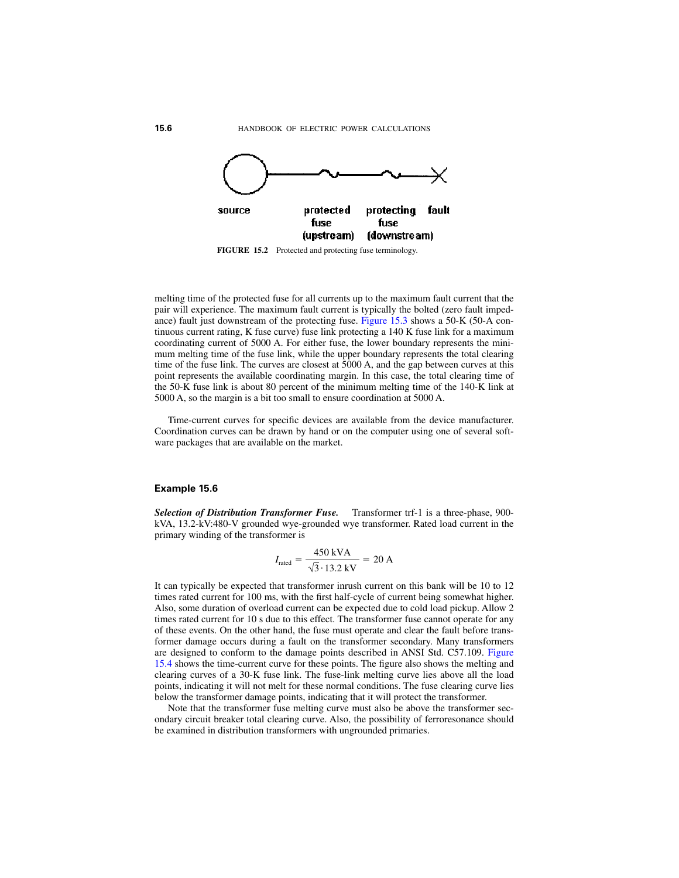source protected fuse (upstream) protecting fuse (downstream) fault

**FIGURE 15.2** Protected and protecting fuse terminology.

melting time of the protected fuse for all currents up to the maximum fault current that the pair will experience. The maximum fault current is typically the bolted (zero fault impedance) fault just downstream of the protecting fuse. Figure 15.3 shows a 50-K (50-A continuous current rating, K fuse curve) fuse link protecting a 140 K fuse link for a maximum coordinating current of 5000 A. For either fuse, the lower boundary represents the minimum melting time of the fuse link, while the upper boundary represents the total clearing time of the fuse link. The curves are closest at 5000 A, and the gap between curves at this point represents the available coordinating margin. In this case, the total clearing time of the 50-K fuse link is about 80 percent of the minimum melting time of the 140-K link at 5000 A, so the margin is a bit too small to ensure coordination at 5000 A.

Time-current curves for specific devices are available from the device manufacturer. Coordination curves can be drawn by hand or on the computer using one of several software packages that are available on the market.

### Example 15.6

***Selection of Distribution Transformer Fuse.*** Transformer trf-1 is a three-phase, 900-kVA, 13.2-kV:480-V grounded wye-grounded wye transformer. Rated load current in the primary winding of the transformer is

$$I_{\text{rated}} = \frac{450\ \text{kVA}}{\sqrt{3} \cdot 13.2\ \text{kV}} = 20\ \text{A}$$

It can typically be expected that transformer inrush current on this bank will be 10 to 12 times rated current for 100 ms, with the first half-cycle of current being somewhat higher. Also, some duration of overload current can be expected due to cold load pickup. Allow 2 times rated current for 10 s due to this effect. The transformer fuse cannot operate for any of these events. On the other hand, the fuse must operate and clear the fault before transformer damage occurs during a fault on the transformer secondary. Many transformers are designed to conform to the damage points described in ANSI Std. C57.109. Figure 15.4 shows the time-current curve for these points. The figure also shows the melting and clearing curves of a 30-K fuse link. The fuse-link melting curve lies above all the load points, indicating it will not melt for these normal conditions. The fuse clearing curve lies below the transformer damage points, indicating that it will protect the transformer.

Note that the transformer fuse melting curve must also be above the transformer secondary circuit breaker total clearing curve. Also, the possibility of ferroresonance should be examined in distribution transformers with ungrounded primaries.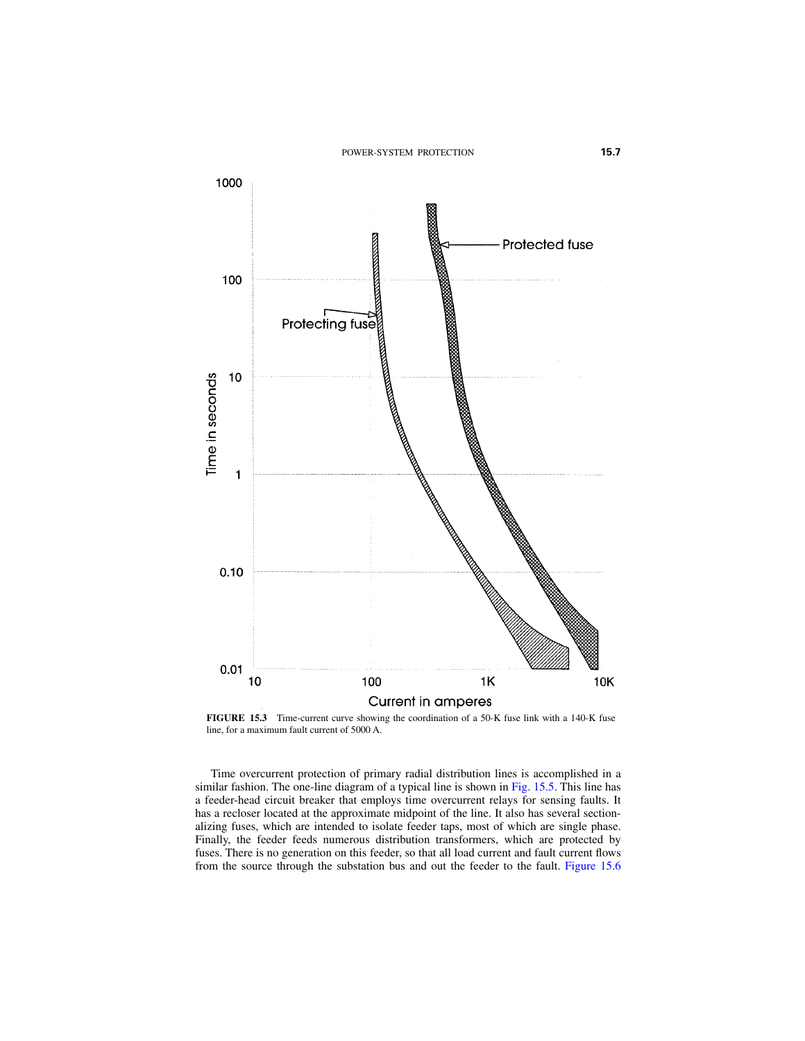FIGURE 15.3 Time-current curve showing the coordination of a 50-K fuse link with a 140-K fuse line, for a maximum fault current of 5000 A.

Time overcurrent protection of primary radial distribution lines is accomplished in a similar fashion. The one-line diagram of a typical line is shown in Fig. 15.5. This line has a feeder-head circuit breaker that employs time overcurrent relays for sensing faults. It has a recloser located at the approximate midpoint of the line. It also has several sectionalizing fuses, which are intended to isolate feeder taps, most of which are single phase. Finally, the feeder feeds numerous distribution transformers, which are protected by fuses. There is no generation on this feeder, so that all load current and fault current flows from the source through the substation bus and out the feeder to the fault. Figure 15.6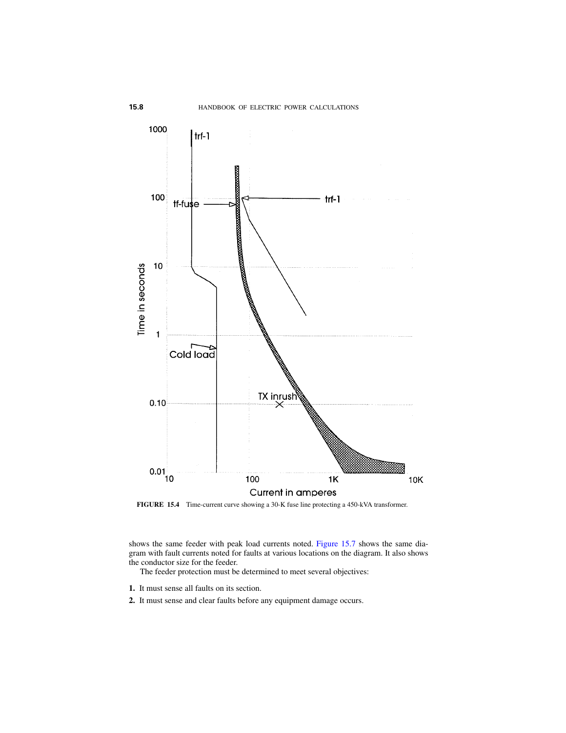FIGURE 15.4 Time-current curve showing a 30-K fuse line protecting a 450-kVA transformer.

shows the same feeder with peak load currents noted. Figure 15.7 shows the same diagram with fault currents noted for faults at various locations on the diagram. It also shows the conductor size for the feeder.

The feeder protection must be determined to meet several objectives:

1. It must sense all faults on its section.
2. It must sense and clear faults before any equipment damage occurs.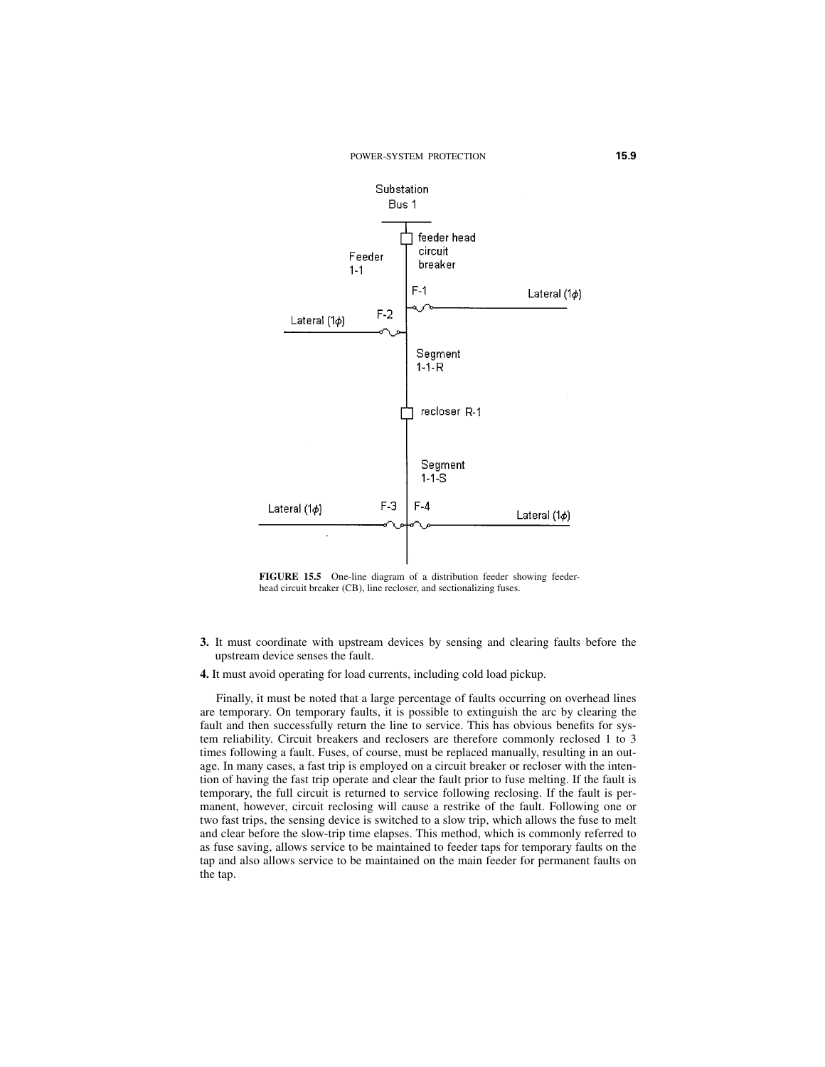FIGURE 15.5 One-line diagram of a distribution feeder showing feeder-head circuit breaker (CB), line recloser, and sectionalizing fuses.

**3.** It must coordinate with upstream devices by sensing and clearing faults before the upstream device senses the fault.

**4.** It must avoid operating for load currents, including cold load pickup.

Finally, it must be noted that a large percentage of faults occurring on overhead lines are temporary. On temporary faults, it is possible to extinguish the arc by clearing the fault and then successfully return the line to service. This has obvious benefits for system reliability. Circuit breakers and reclosers are therefore commonly reclosed 1 to 3 times following a fault. Fuses, of course, must be replaced manually, resulting in an outage. In many cases, a fast trip is employed on a circuit breaker or recloser with the intention of having the fast trip operate and clear the fault prior to fuse melting. If the fault is temporary, the full circuit is returned to service following reclosing. If the fault is permanent, however, circuit reclosing will cause a restrike of the fault. Following one or two fast trips, the sensing device is switched to a slow trip, which allows the fuse to melt and clear before the slow-trip time elapses. This method, which is commonly referred to as fuse saving, allows service to be maintained to feeder taps for temporary faults on the tap and also allows service to be maintained on the main feeder for permanent faults on the tap.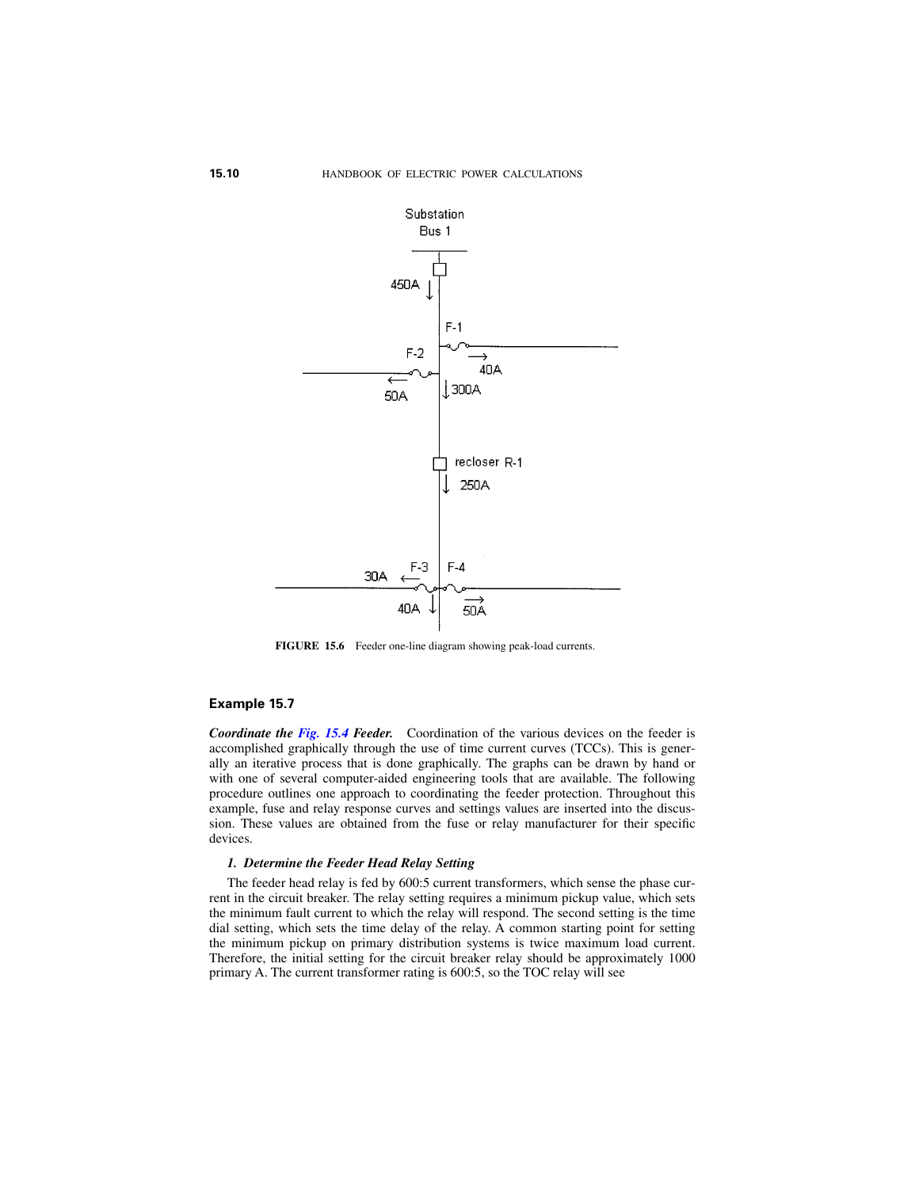FIGURE 15.6 Feeder one-line diagram showing peak-load currents.

## Example 15.7

***Coordinate the Fig. 15.4 Feeder.*** Coordination of the various devices on the feeder is accomplished graphically through the use of time current curves (TCCs). This is generally an iterative process that is done graphically. The graphs can be drawn by hand or with one of several computer-aided engineering tools that are available. The following procedure outlines one approach to coordinating the feeder protection. Throughout this example, fuse and relay response curves and settings values are inserted into the discussion. These values are obtained from the fuse or relay manufacturer for their specific devices.

### *1. Determine the Feeder Head Relay Setting*

The feeder head relay is fed by 600:5 current transformers, which sense the phase current in the circuit breaker. The relay setting requires a minimum pickup value, which sets the minimum fault current to which the relay will respond. The second setting is the time dial setting, which sets the time delay of the relay. A common starting point for setting the minimum pickup on primary distribution systems is twice maximum load current. Therefore, the initial setting for the circuit breaker relay should be approximately 1000 primary A. The current transformer rating is 600:5, so the TOC relay will see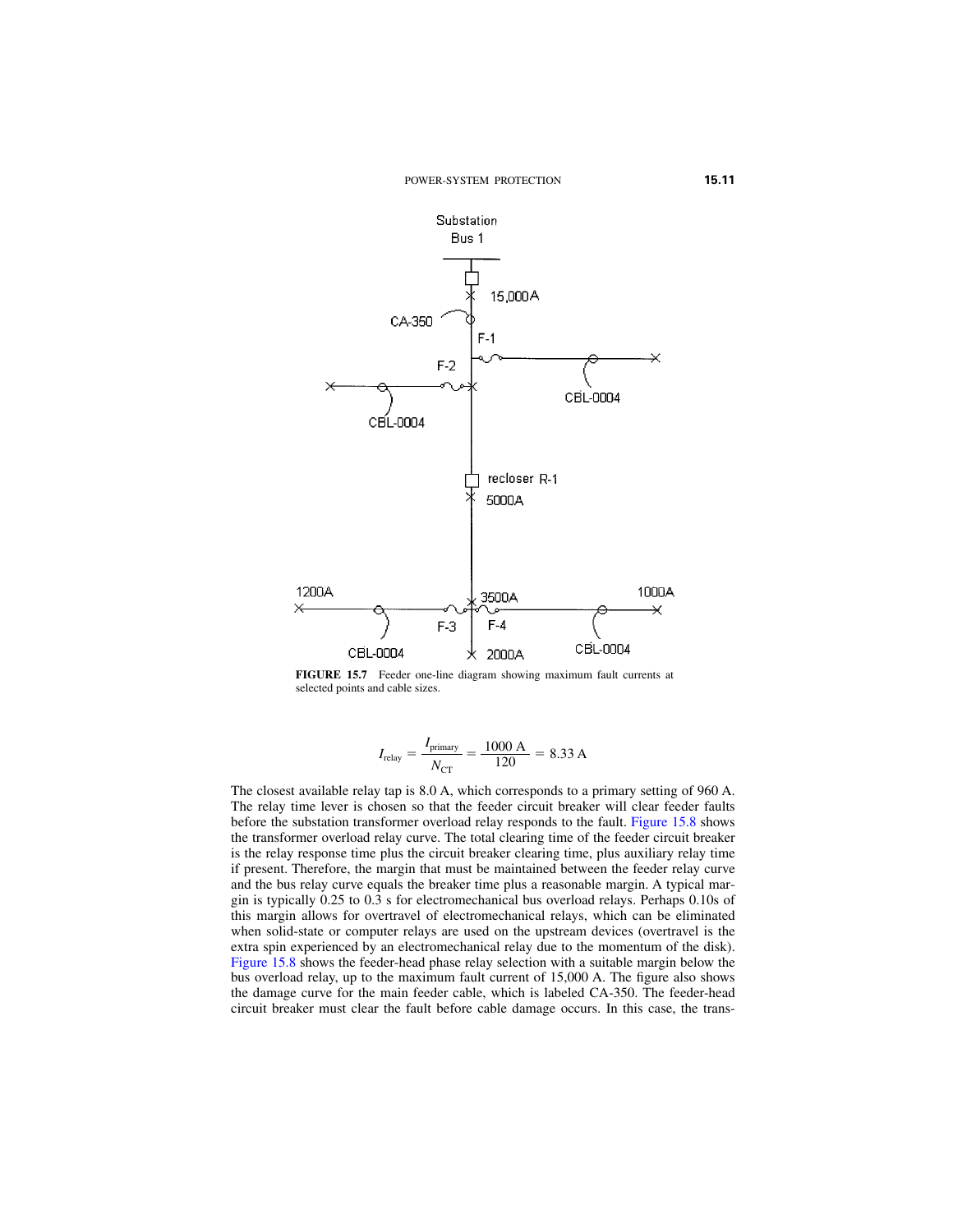**FIGURE 15.7** Feeder one-line diagram showing maximum fault currents at selected points and cable sizes.

$$I_{relay} = \frac{I_{primary}}{N_{CT}} = \frac{1000 \text{ A}}{120} = 8.33 \text{ A}$$

The closest available relay tap is 8.0 A, which corresponds to a primary setting of 960 A. The relay time lever is chosen so that the feeder circuit breaker will clear feeder faults before the substation transformer overload relay responds to the fault. Figure 15.8 shows the transformer overload relay curve. The total clearing time of the feeder circuit breaker is the relay response time plus the circuit breaker clearing time, plus auxiliary relay time if present. Therefore, the margin that must be maintained between the feeder relay curve and the bus relay curve equals the breaker time plus a reasonable margin. A typical margin is typically 0.25 to 0.3 s for electromechanical bus overload relays. Perhaps 0.10s of this margin allows for overtravel of electromechanical relays, which can be eliminated when solid-state or computer relays are used on the upstream devices (overtravel is the extra spin experienced by an electromechanical relay due to the momentum of the disk). Figure 15.8 shows the feeder-head phase relay selection with a suitable margin below the bus overload relay, up to the maximum fault current of 15,000 A. The figure also shows the damage curve for the main feeder cable, which is labeled CA-350. The feeder-head circuit breaker must clear the fault before cable damage occurs. In this case, the trans-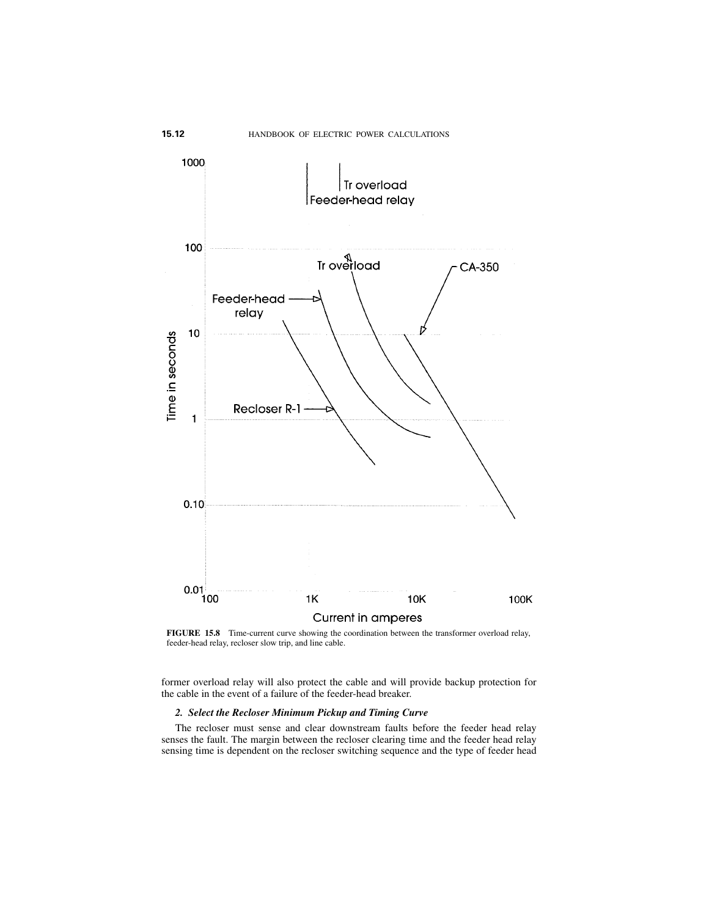**FIGURE 15.8** Time-current curve showing the coordination between the transformer overload relay, feeder-head relay, recloser slow trip, and line cable.

former overload relay will also protect the cable and will provide backup protection for the cable in the event of a failure of the feeder-head breaker.

### *2. Select the Recloser Minimum Pickup and Timing Curve*

The recloser must sense and clear downstream faults before the feeder head relay senses the fault. The margin between the recloser clearing time and the feeder head relay sensing time is dependent on the recloser switching sequence and the type of feeder head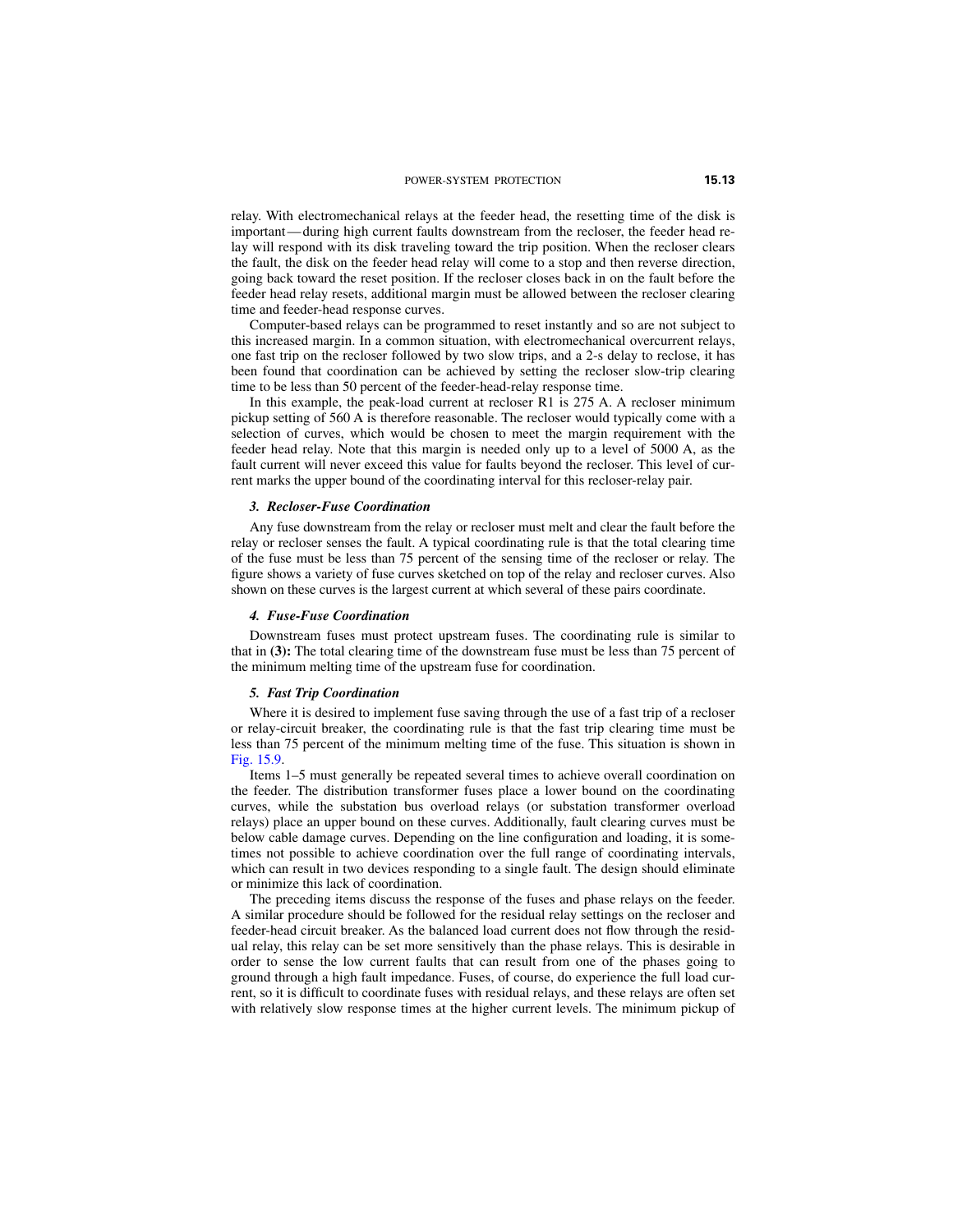relay. With electromechanical relays at the feeder head, the resetting time of the disk is important—during high current faults downstream from the recloser, the feeder head relay will respond with its disk traveling toward the trip position. When the recloser clears the fault, the disk on the feeder head relay will come to a stop and then reverse direction, going back toward the reset position. If the recloser closes back in on the fault before the feeder head relay resets, additional margin must be allowed between the recloser clearing time and feeder-head response curves.

Computer-based relays can be programmed to reset instantly and so are not subject to this increased margin. In a common situation, with electromechanical overcurrent relays, one fast trip on the recloser followed by two slow trips, and a 2-s delay to reclose, it has been found that coordination can be achieved by setting the recloser slow-trip clearing time to be less than 50 percent of the feeder-head-relay response time.

In this example, the peak-load current at recloser R1 is 275 A. A recloser minimum pickup setting of 560 A is therefore reasonable. The recloser would typically come with a selection of curves, which would be chosen to meet the margin requirement with the feeder head relay. Note that this margin is needed only up to a level of 5000 A, as the fault current will never exceed this value for faults beyond the recloser. This level of current marks the upper bound of the coordinating interval for this recloser-relay pair.

#### *3. Recloser-Fuse Coordination*

Any fuse downstream from the relay or recloser must melt and clear the fault before the relay or recloser senses the fault. A typical coordinating rule is that the total clearing time of the fuse must be less than 75 percent of the sensing time of the recloser or relay. The figure shows a variety of fuse curves sketched on top of the relay and recloser curves. Also shown on these curves is the largest current at which several of these pairs coordinate.

#### *4. Fuse-Fuse Coordination*

Downstream fuses must protect upstream fuses. The coordinating rule is similar to that in **(3):** The total clearing time of the downstream fuse must be less than 75 percent of the minimum melting time of the upstream fuse for coordination.

#### *5. Fast Trip Coordination*

Where it is desired to implement fuse saving through the use of a fast trip of a recloser or relay-circuit breaker, the coordinating rule is that the fast trip clearing time must be less than 75 percent of the minimum melting time of the fuse. This situation is shown in Fig. 15.9.

Items 1–5 must generally be repeated several times to achieve overall coordination on the feeder. The distribution transformer fuses place a lower bound on the coordinating curves, while the substation bus overload relays (or substation transformer overload relays) place an upper bound on these curves. Additionally, fault clearing curves must be below cable damage curves. Depending on the line configuration and loading, it is sometimes not possible to achieve coordination over the full range of coordinating intervals, which can result in two devices responding to a single fault. The design should eliminate or minimize this lack of coordination.

The preceding items discuss the response of the fuses and phase relays on the feeder. A similar procedure should be followed for the residual relay settings on the recloser and feeder-head circuit breaker. As the balanced load current does not flow through the residual relay, this relay can be set more sensitively than the phase relays. This is desirable in order to sense the low current faults that can result from one of the phases going to ground through a high fault impedance. Fuses, of course, do experience the full load current, so it is difficult to coordinate fuses with residual relays, and these relays are often set with relatively slow response times at the higher current levels. The minimum pickup of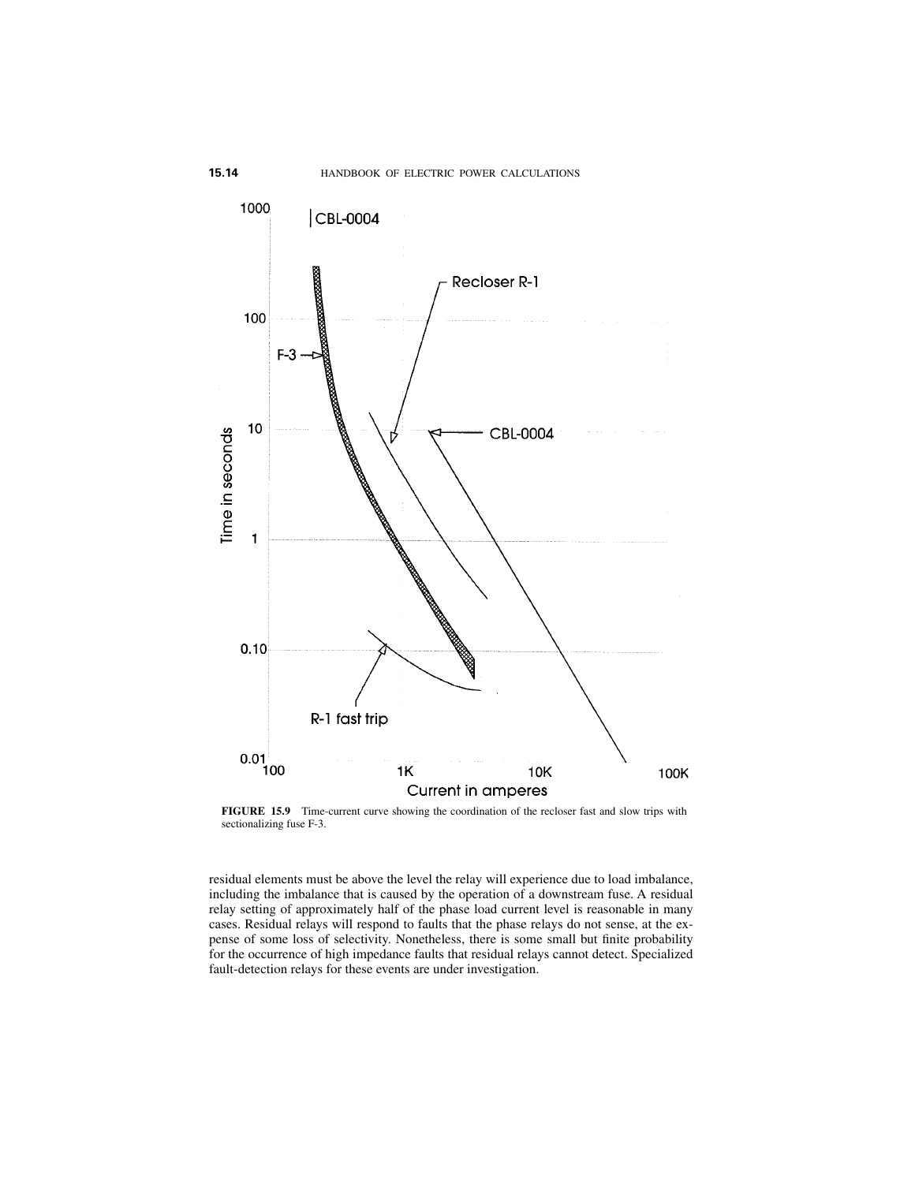**FIGURE 15.9** Time-current curve showing the coordination of the recloser fast and slow trips with sectionalizing fuse F-3.

residual elements must be above the level the relay will experience due to load imbalance, including the imbalance that is caused by the operation of a downstream fuse. A residual relay setting of approximately half of the phase load current level is reasonable in many cases. Residual relays will respond to faults that the phase relays do not sense, at the expense of some loss of selectivity. Nonetheless, there is some small but finite probability for the occurrence of high impedance faults that residual relays cannot detect. Specialized fault-detection relays for these events are under investigation.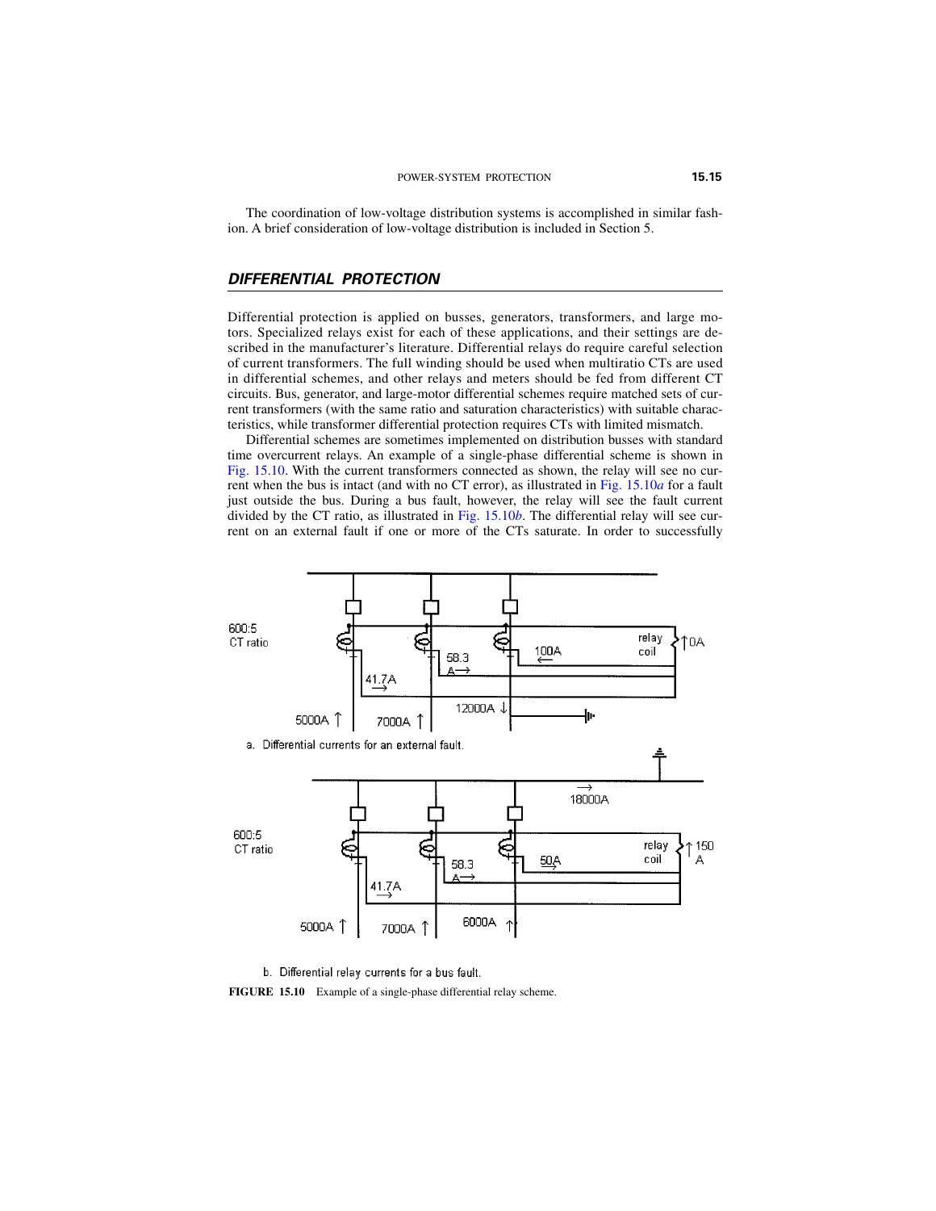The coordination of low-voltage distribution systems is accomplished in similar fashion. A brief consideration of low-voltage distribution is included in Section 5.

## DIFFERENTIAL PROTECTION

Differential protection is applied on busses, generators, transformers, and large motors. Specialized relays exist for each of these applications, and their settings are described in the manufacturer's literature. Differential relays do require careful selection of current transformers. The full winding should be used when multiratio CTs are used in differential schemes, and other relays and meters should be fed from different CT circuits. Bus, generator, and large-motor differential schemes require matched sets of current transformers (with the same ratio and saturation characteristics) with suitable characteristics, while transformer differential protection requires CTs with limited mismatch.

Differential schemes are sometimes implemented on distribution busses with standard time overcurrent relays. An example of a single-phase differential scheme is shown in Fig. 15.10. With the current transformers connected as shown, the relay will see no current when the bus is intact (and with no CT error), as illustrated in Fig. 15.10*a* for a fault just outside the bus. During a bus fault, however, the relay will see the fault current divided by the CT ratio, as illustrated in Fig. 15.10*b*. The differential relay will see current on an external fault if one or more of the CTs saturate. In order to successfully

a. Differential currents for an external fault.

b. Differential relay currents for a bus fault.

**FIGURE 15.10** Example of a single-phase differential relay scheme.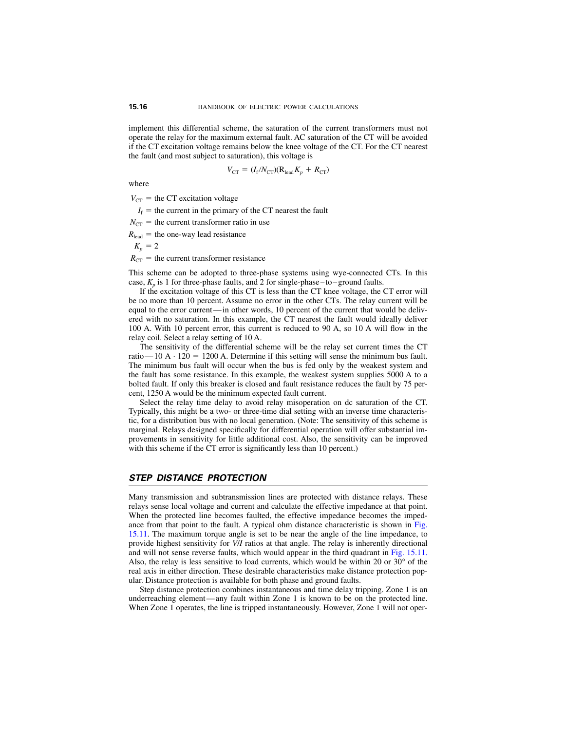implement this differential scheme, the saturation of the current transformers must not operate the relay for the maximum external fault. AC saturation of the CT will be avoided if the CT excitation voltage remains below the knee voltage of the CT. For the CT nearest the fault (and most subject to saturation), this voltage is

$$V_{\mathrm{CT}} = (I_f/N_{\mathrm{CT}})(R_{\mathrm{lead}}K_p + R_{\mathrm{CT}})$$

where

$V_{\mathrm{CT}}$ = the CT excitation voltage

$I_f$ = the current in the primary of the CT nearest the fault

$N_{\mathrm{CT}}$ = the current transformer ratio in use

$R_{\mathrm{lead}}$ = the one-way lead resistance

$K_p$ = 2

$R_{\mathrm{CT}}$ = the current transformer resistance

This scheme can be adopted to three-phase systems using wye-connected CTs. In this case, $K_p$ is 1 for three-phase faults, and 2 for single-phase–to–ground faults.

If the excitation voltage of this CT is less than the CT knee voltage, the CT error will be no more than 10 percent. Assume no error in the other CTs. The relay current will be equal to the error current—in other words, 10 percent of the current that would be delivered with no saturation. In this example, the CT nearest the fault would ideally deliver 100 A. With 10 percent error, this current is reduced to 90 A, so 10 A will flow in the relay coil. Select a relay setting of 10 A.

The sensitivity of the differential scheme will be the relay set current times the CT ratio—10 A · 120 = 1200 A. Determine if this setting will sense the minimum bus fault. The minimum bus fault will occur when the bus is fed only by the weakest system and the fault has some resistance. In this example, the weakest system supplies 5000 A to a bolted fault. If only this breaker is closed and fault resistance reduces the fault by 75 percent, 1250 A would be the minimum expected fault current.

Select the relay time delay to avoid relay misoperation on dc saturation of the CT. Typically, this might be a two- or three-time dial setting with an inverse time characteristic, for a distribution bus with no local generation. (Note: The sensitivity of this scheme is marginal. Relays designed specifically for differential operation will offer substantial improvements in sensitivity for little additional cost. Also, the sensitivity can be improved with this scheme if the CT error is significantly less than 10 percent.)

## STEP DISTANCE PROTECTION

Many transmission and subtransmission lines are protected with distance relays. These relays sense local voltage and current and calculate the effective impedance at that point. When the protected line becomes faulted, the effective impedance becomes the impedance from that point to the fault. A typical ohm distance characteristic is shown in Fig. 15.11. The maximum torque angle is set to be near the angle of the line impedance, to provide highest sensitivity for $V/I$ ratios at that angle. The relay is inherently directional and will not sense reverse faults, which would appear in the third quadrant in Fig. 15.11. Also, the relay is less sensitive to load currents, which would be within 20 or 30° of the real axis in either direction. These desirable characteristics make distance protection popular. Distance protection is available for both phase and ground faults.

Step distance protection combines instantaneous and time delay tripping. Zone 1 is an underreaching element—any fault within Zone 1 is known to be on the protected line. When Zone 1 operates, the line is tripped instantaneously. However, Zone 1 will not oper-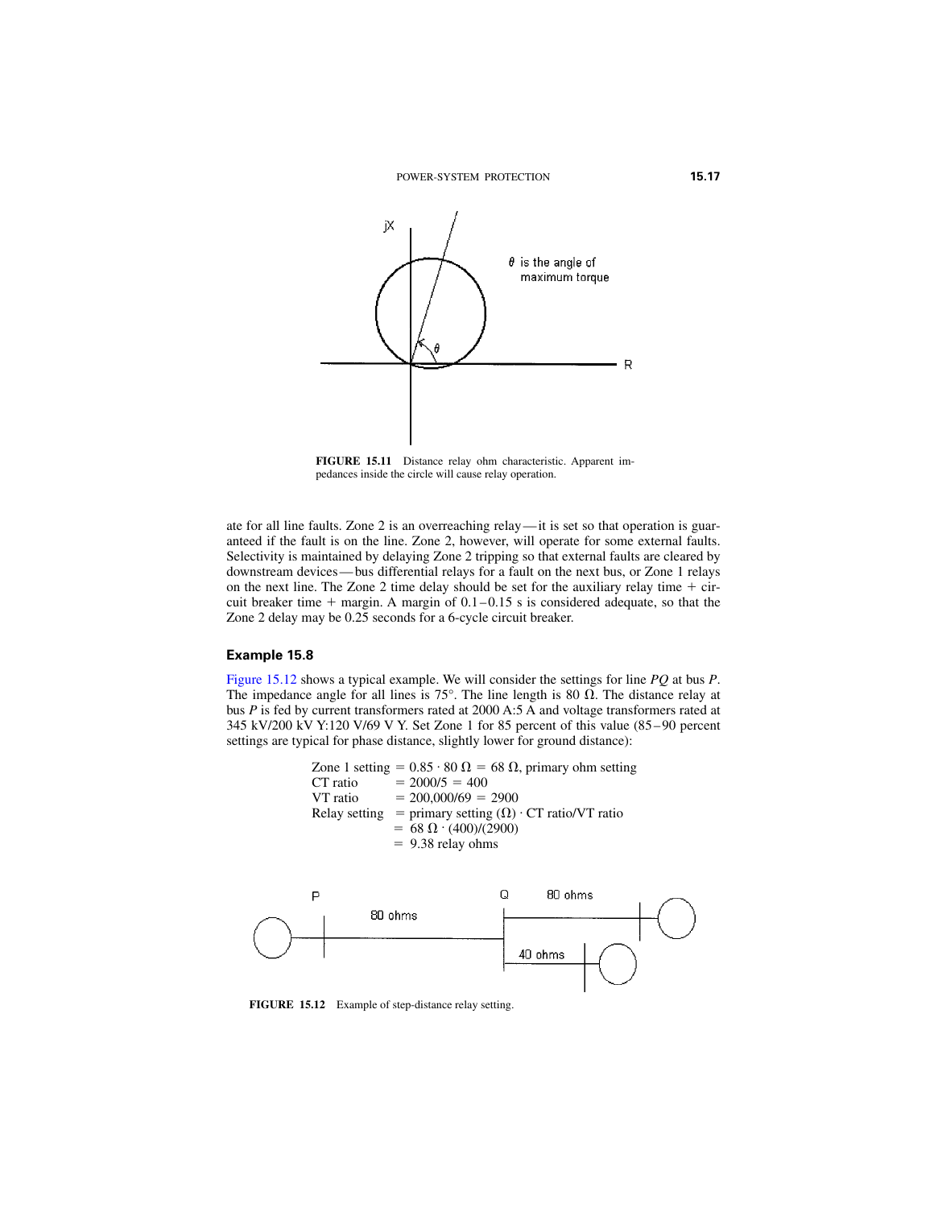FIGURE 15.11 Distance relay ohm characteristic. Apparent impedances inside the circle will cause relay operation.

ate for all line faults. Zone 2 is an overreaching relay—it is set so that operation is guaranteed if the fault is on the line. Zone 2, however, will operate for some external faults. Selectivity is maintained by delaying Zone 2 tripping so that external faults are cleared by downstream devices—bus differential relays for a fault on the next bus, or Zone 1 relays on the next line. The Zone 2 time delay should be set for the auxiliary relay time + circuit breaker time + margin. A margin of 0.1–0.15 s is considered adequate, so that the Zone 2 delay may be 0.25 seconds for a 6-cycle circuit breaker.

### Example 15.8

Figure 15.12 shows a typical example. We will consider the settings for line *PQ* at bus *P*. The impedance angle for all lines is 75°. The line length is 80 Ω. The distance relay at bus *P* is fed by current transformers rated at 2000 A:5 A and voltage transformers rated at 345 kV/200 kV Y:120 V/69 V Y. Set Zone 1 for 85 percent of this value (85–90 percent settings are typical for phase distance, slightly lower for ground distance):

$$
\begin{aligned}
\text{Zone 1 setting} &= 0.85 \cdot 80\ \Omega = 68\ \Omega\text{, primary ohm setting} \\
\text{CT ratio} &= 2000/5 = 400 \\
\text{VT ratio} &= 200{,}000/69 = 2900 \\
\text{Relay setting} &= \text{primary setting } (\Omega) \cdot \text{CT ratio/VT ratio} \\
&= 68\ \Omega \cdot (400)/(2900) \\
&= 9.38 \text{ relay ohms}
\end{aligned}
$$

FIGURE 15.12 Example of step-distance relay setting.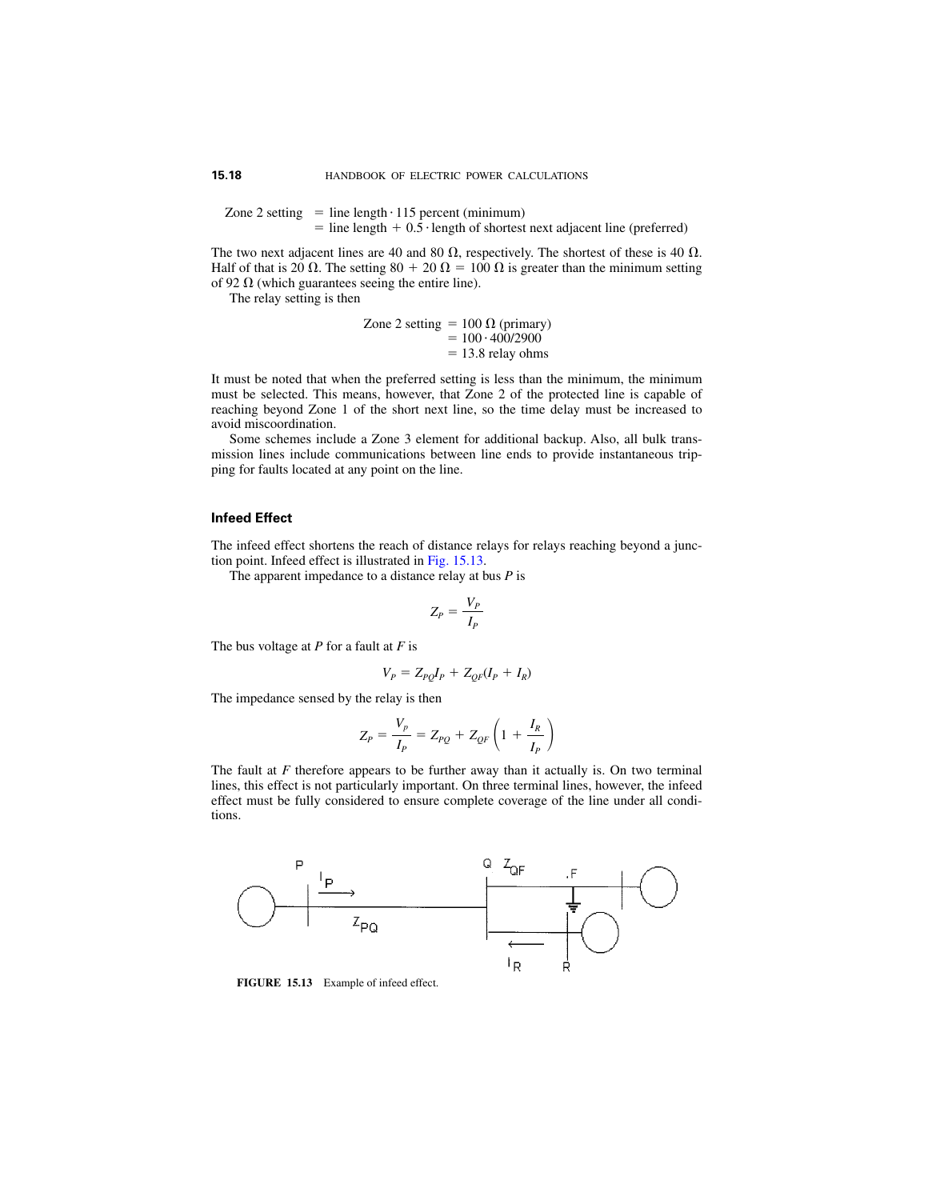Zone 2 setting = line length · 115 percent (minimum)
= line length + 0.5 · length of shortest next adjacent line (preferred)

The two next adjacent lines are 40 and 80 Ω, respectively. The shortest of these is 40 Ω. Half of that is 20 Ω. The setting 80 + 20 Ω = 100 Ω is greater than the minimum setting of 92 Ω (which guarantees seeing the entire line).

The relay setting is then

$$\begin{aligned} \text{Zone 2 setting} &= 100\ \Omega\ \text{(primary)} \\ &= 100 \cdot 400/2900 \\ &= 13.8\ \text{relay ohms} \end{aligned}$$

It must be noted that when the preferred setting is less than the minimum, the minimum must be selected. This means, however, that Zone 2 of the protected line is capable of reaching beyond Zone 1 of the short next line, so the time delay must be increased to avoid miscoordination.

Some schemes include a Zone 3 element for additional backup. Also, all bulk transmission lines include communications between line ends to provide instantaneous tripping for faults located at any point on the line.

### Infeed Effect

The infeed effect shortens the reach of distance relays for relays reaching beyond a junction point. Infeed effect is illustrated in Fig. 15.13.

The apparent impedance to a distance relay at bus $P$ is

$$Z_P = \frac{V_P}{I_P}$$

The bus voltage at $P$ for a fault at $F$ is

$$V_P = Z_{PQ} I_P + Z_{QF}(I_P + I_R)$$

The impedance sensed by the relay is then

$$Z_P = \frac{V_p}{I_P} = Z_{PQ} + Z_{QF}\left(1 + \frac{I_R}{I_P}\right)$$

The fault at $F$ therefore appears to be further away than it actually is. On two terminal lines, this effect is not particularly important. On three terminal lines, however, the infeed effect must be fully considered to ensure complete coverage of the line under all conditions.

**FIGURE 15.13** Example of infeed effect.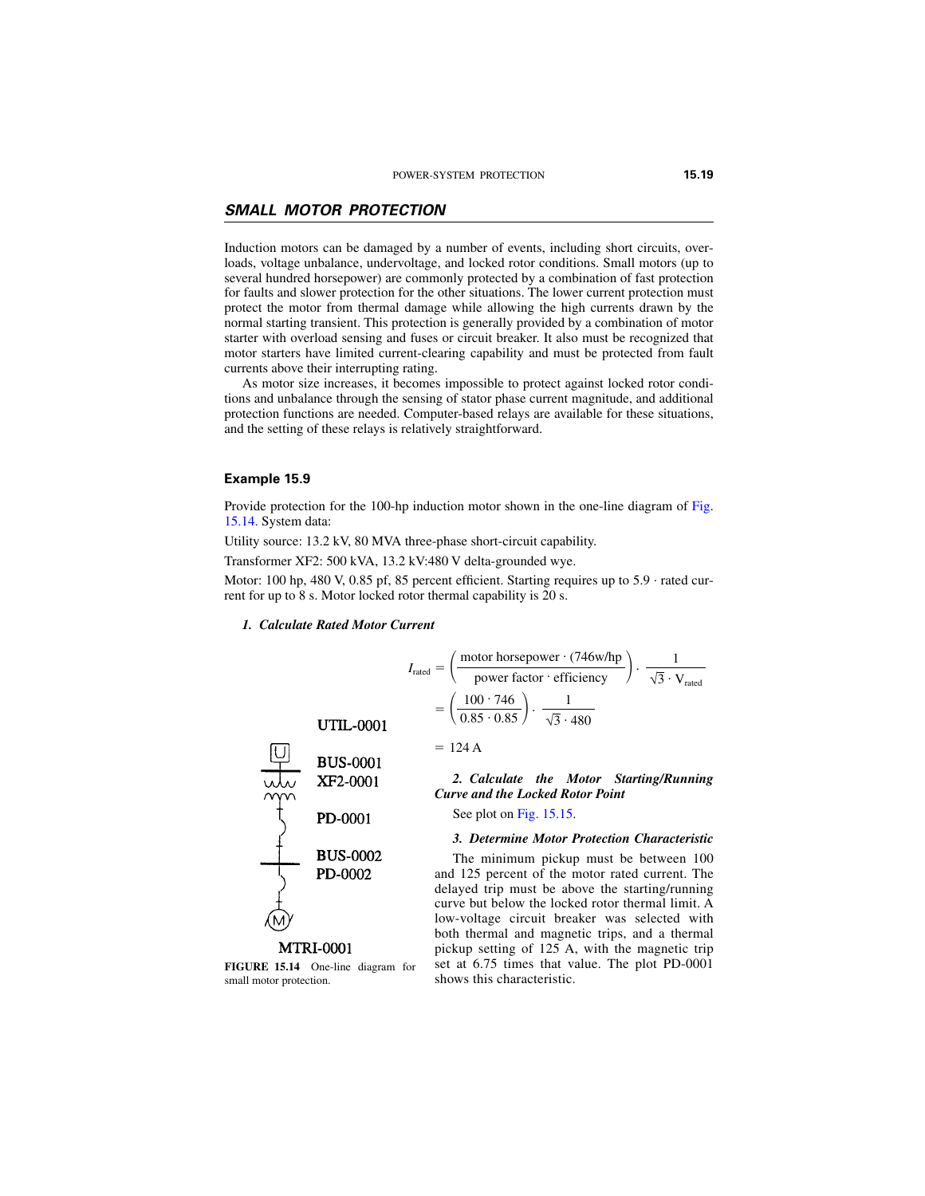## SMALL MOTOR PROTECTION

Induction motors can be damaged by a number of events, including short circuits, overloads, voltage unbalance, undervoltage, and locked rotor conditions. Small motors (up to several hundred horsepower) are commonly protected by a combination of fast protection for faults and slower protection for the other situations. The lower current protection must protect the motor from thermal damage while allowing the high currents drawn by the normal starting transient. This protection is generally provided by a combination of motor starter with overload sensing and fuses or circuit breaker. It also must be recognized that motor starters have limited current-clearing capability and must be protected from fault currents above their interrupting rating.

As motor size increases, it becomes impossible to protect against locked rotor conditions and unbalance through the sensing of stator phase current magnitude, and additional protection functions are needed. Computer-based relays are available for these situations, and the setting of these relays is relatively straightforward.

### Example 15.9

Provide protection for the 100-hp induction motor shown in the one-line diagram of Fig. 15.14. System data:

Utility source: 13.2 kV, 80 MVA three-phase short-circuit capability.

Transformer XF2: 500 kVA, 13.2 kV:480 V delta-grounded wye.

Motor: 100 hp, 480 V, 0.85 pf, 85 percent efficient. Starting requires up to 5.9 · rated current for up to 8 s. Motor locked rotor thermal capability is 20 s.

*1. Calculate Rated Motor Current*

$$I_{\text{rated}} = \left(\frac{\text{motor horsepower} \cdot (746\text{w/hp}}{\text{power factor} \cdot \text{efficiency}}\right) \cdot \frac{1}{\sqrt{3} \cdot V_{\text{rated}}}$$

$$= \left(\frac{100 \cdot 746}{0.85 \cdot 0.85}\right) \cdot \frac{1}{\sqrt{3} \cdot 480}$$

$$= 124 \text{ A}$$

UTIL-0001

BUS-0001

XF2-0001

PD-0001

BUS-0002

PD-0002

MTRI-0001

**FIGURE 15.14** One-line diagram for small motor protection.

*2. Calculate the Motor Starting/Running Curve and the Locked Rotor Point*

See plot on Fig. 15.15.

*3. Determine Motor Protection Characteristic*

The minimum pickup must be between 100 and 125 percent of the motor rated current. The delayed trip must be above the starting/running curve but below the locked rotor thermal limit. A low-voltage circuit breaker was selected with both thermal and magnetic trips, and a thermal pickup setting of 125 A, with the magnetic trip set at 6.75 times that value. The plot PD-0001 shows this characteristic.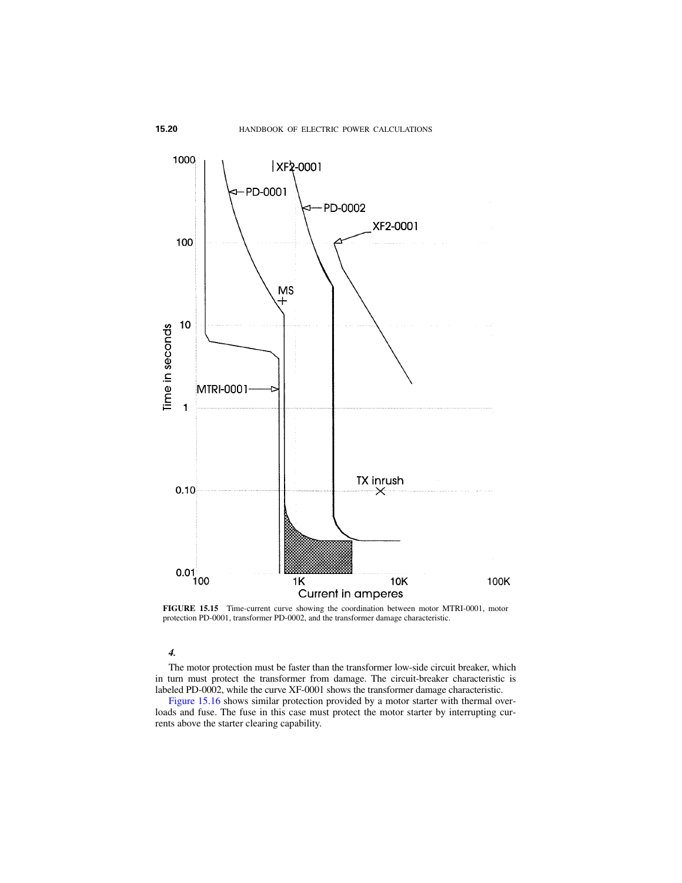**FIGURE 15.15** Time-current curve showing the coordination between motor MTRI-0001, motor protection PD-0001, transformer PD-0002, and the transformer damage characteristic.

***4.***

The motor protection must be faster than the transformer low-side circuit breaker, which in turn must protect the transformer from damage. The circuit-breaker characteristic is labeled PD-0002, while the curve XF-0001 shows the transformer damage characteristic.

Figure 15.16 shows similar protection provided by a motor starter with thermal overloads and fuse. The fuse in this case must protect the motor starter by interrupting currents above the starter clearing capability.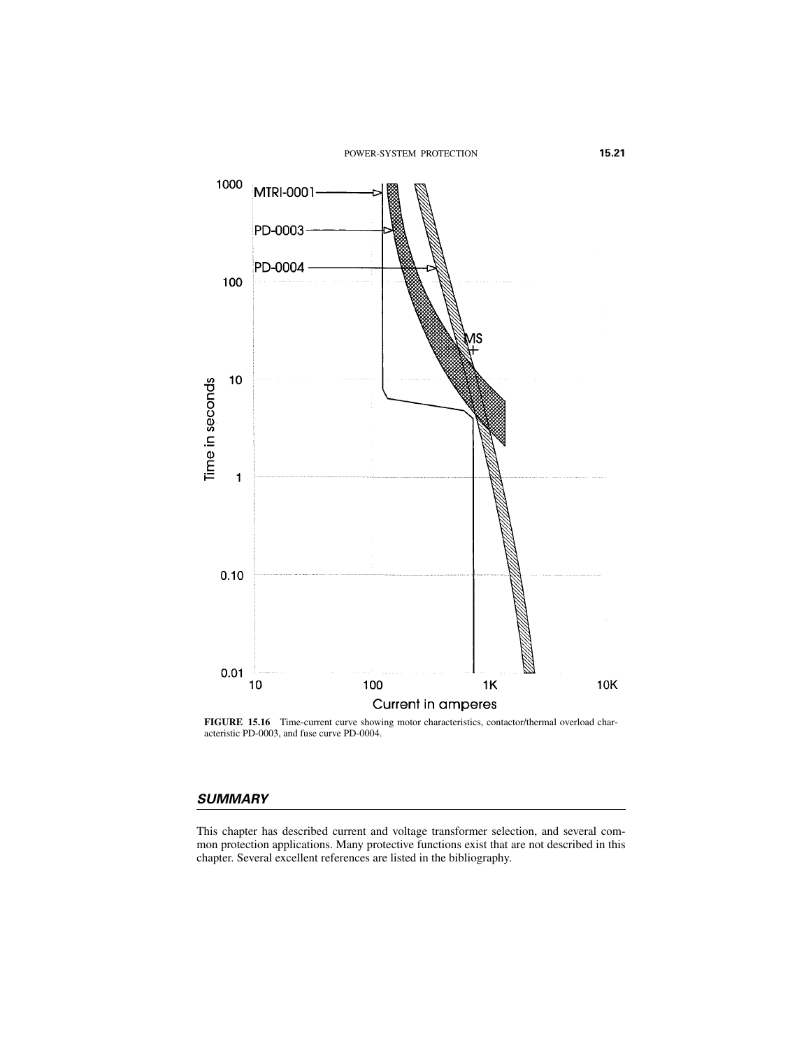**FIGURE 15.16** Time-current curve showing motor characteristics, contactor/thermal overload characteristic PD-0003, and fuse curve PD-0004.

## *SUMMARY*

This chapter has described current and voltage transformer selection, and several common protection applications. Many protective functions exist that are not described in this chapter. Several excellent references are listed in the bibliography.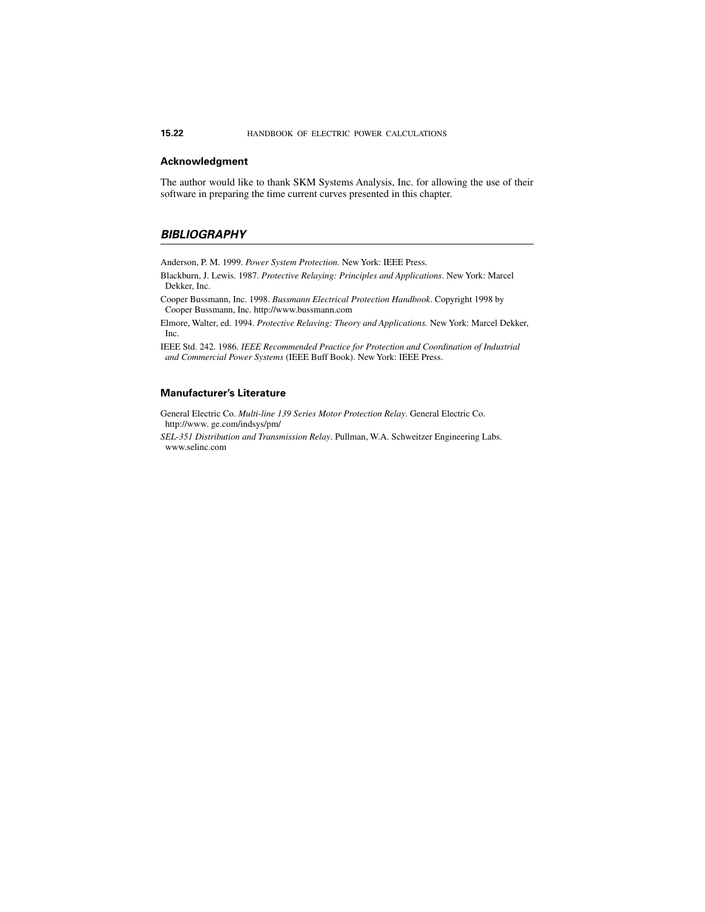### Acknowledgment

The author would like to thank SKM Systems Analysis, Inc. for allowing the use of their software in preparing the time current curves presented in this chapter.

## *BIBLIOGRAPHY*

Anderson, P. M. 1999. *Power System Protection*. New York: IEEE Press.

Blackburn, J. Lewis. 1987. *Protective Relaying: Principles and Applications*. New York: Marcel Dekker, Inc.

Cooper Bussmann, Inc. 1998. *Bussmann Electrical Protection Handbook*. Copyright 1998 by Cooper Bussmann, Inc. http://www.bussmann.com

Elmore, Walter, ed. 1994. *Protective Relaying: Theory and Applications.* New York: Marcel Dekker, Inc.

IEEE Std. 242. 1986. *IEEE Recommended Practice for Protection and Coordination of Industrial and Commercial Power Systems* (IEEE Buff Book). New York: IEEE Press.

### Manufacturer's Literature

General Electric Co. *Multi-line 139 Series Motor Protection Relay*. General Electric Co. http://www. ge.com/indsys/pm/

*SEL-351 Distribution and Transmission Relay*. Pullman, W.A. Schweitzer Engineering Labs. www.selinc.com